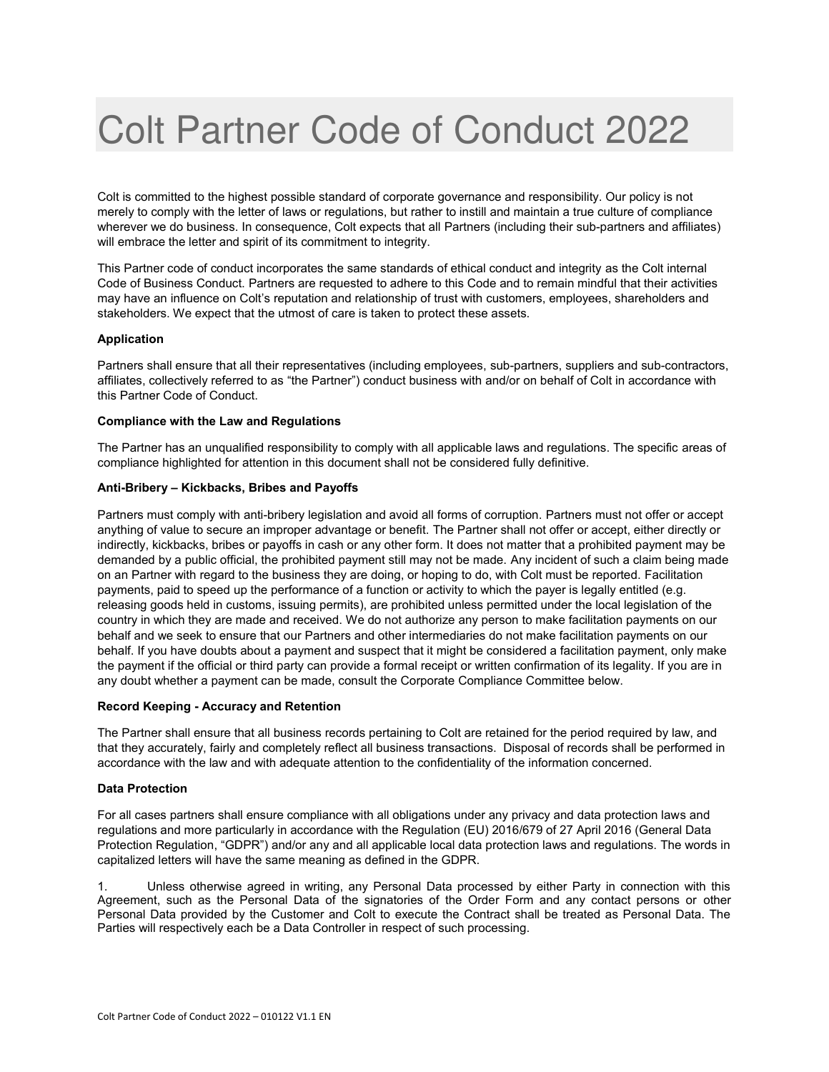# Colt Partner Code of Conduct 2022

Colt is committed to the highest possible standard of corporate governance and responsibility. Our policy is not merely to comply with the letter of laws or regulations, but rather to instill and maintain a true culture of compliance wherever we do business. In consequence, Colt expects that all Partners (including their sub-partners and affiliates) will embrace the letter and spirit of its commitment to integrity.

This Partner code of conduct incorporates the same standards of ethical conduct and integrity as the Colt internal Code of Business Conduct. Partners are requested to adhere to this Code and to remain mindful that their activities may have an influence on Colt's reputation and relationship of trust with customers, employees, shareholders and stakeholders. We expect that the utmost of care is taken to protect these assets.

**Application**

Partners shall ensure that all their representatives (including employees, sub-partners, suppliers and sub-contractors, affiliates, collectively referred to as "the Partner") conduct business with and/or on behalf of Colt in accordance with this Partner Code of Conduct.

**Compliance with the Law and Regulations**

The Partner has an unqualified responsibility to comply with all applicable laws and regulations. The specific areas of compliance highlighted for attention in this document shall not be considered fully definitive.

**Anti-Bribery – Kickbacks, Bribes and Payoffs**

Partners must comply with anti-bribery legislation and avoid all forms of corruption. Partners must not offer or accept anything of value to secure an improper advantage or benefit. The Partner shall not offer or accept, either directly or indirectly, kickbacks, bribes or payoffs in cash or any other form. It does not matter that a prohibited payment may be demanded by a public official, the prohibited payment still may not be made. Any incident of such a claim being made on an Partner with regard to the business they are doing, or hoping to do, with Colt must be reported. Facilitation payments, paid to speed up the performance of a function or activity to which the payer is legally entitled (e.g. releasing goods held in customs, issuing permits), are prohibited unless permitted under the local legislation of the country in which they are made and received. We do not authorize any person to make facilitation payments on our behalf and we seek to ensure that our Partners and other intermediaries do not make facilitation payments on our behalf. If you have doubts about a payment and suspect that it might be considered a facilitation payment, only make the payment if the official or third party can provide a formal receipt or written confirmation of its legality. If you are in any doubt whether a payment can be made, consult the Corporate Compliance Committee below.

**Record Keeping - Accuracy and Retention**

The Partner shall ensure that all business records pertaining to Colt are retained for the period required by law, and that they accurately, fairly and completely reflect all business transactions. Disposal of records shall be performed in accordance with the law and with adequate attention to the confidentiality of the information concerned.

**Data Protection**

For all cases partners shall ensure compliance with all obligations under any privacy and data protection laws and regulations and more particularly in accordance with the Regulation (EU) 2016/679 of 27 April 2016 (General Data Protection Regulation, "GDPR") and/or any and all applicable local data protection laws and regulations. The words in capitalized letters will have the same meaning as defined in the GDPR.

1. Unless otherwise agreed in writing, any Personal Data processed by either Party in connection with this Agreement, such as the Personal Data of the signatories of the Order Form and any contact persons or other Personal Data provided by the Customer and Colt to execute the Contract shall be treated as Personal Data. The Parties will respectively each be a Data Controller in respect of such processing.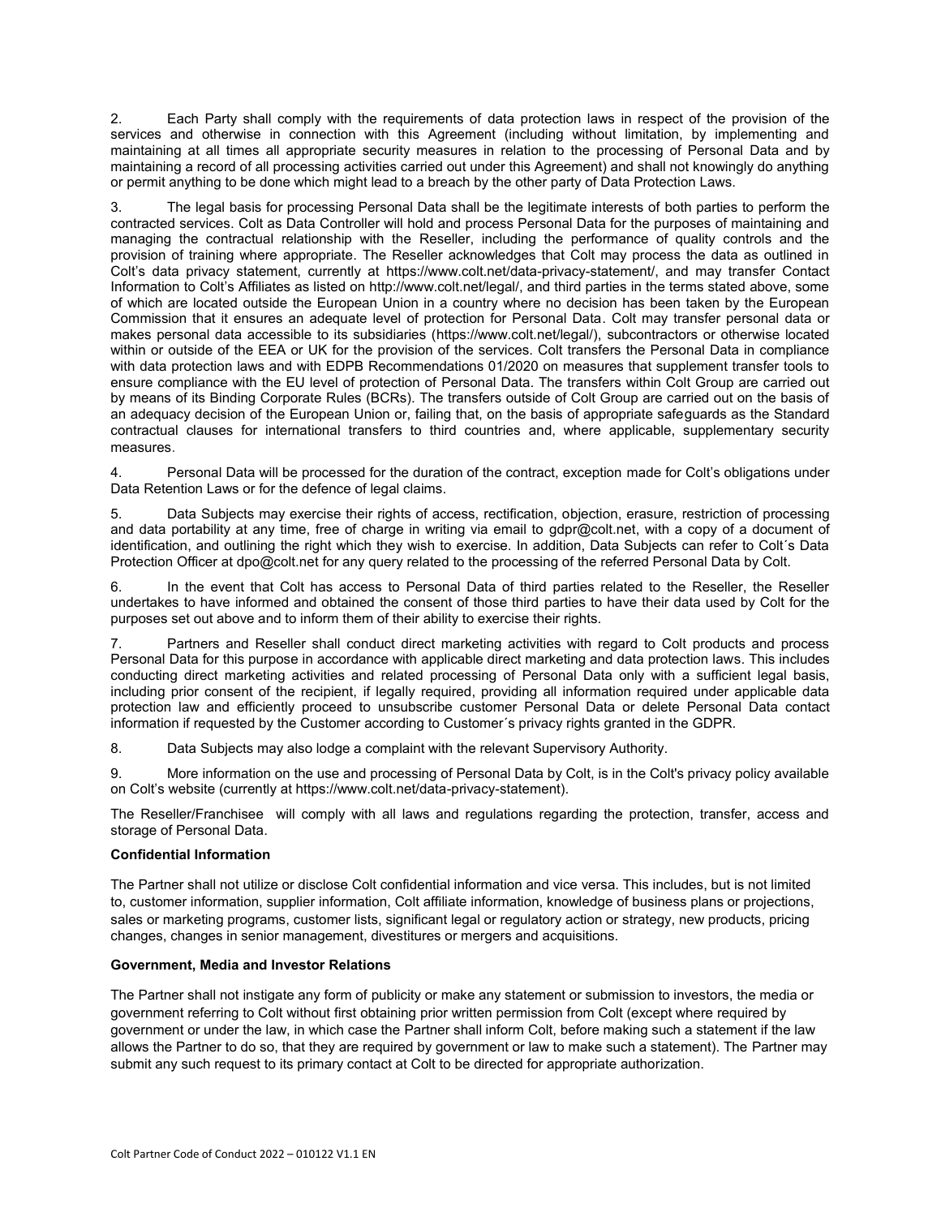2. Each Party shall comply with the requirements of data protection laws in respect of the provision of the services and otherwise in connection with this Agreement (including without limitation, by implementing and maintaining at all times all appropriate security measures in relation to the processing of Personal Data and by maintaining a record of all processing activities carried out under this Agreement) and shall not knowingly do anything or permit anything to be done which might lead to a breach by the other party of Data Protection Laws.

3. The legal basis for processing Personal Data shall be the legitimate interests of both parties to perform the contracted services. Colt as Data Controller will hold and process Personal Data for the purposes of maintaining and managing the contractual relationship with the Reseller, including the performance of quality controls and the provision of training where appropriate. The Reseller acknowledges that Colt may process the data as outlined in Colt's data privacy statement, currently at https://www.colt.net/data-privacy-statement/, and may transfer Contact Information to Colt's Affiliates as listed on http://www.colt.net/legal/, and third parties in the terms stated above, some of which are located outside the European Union in a country where no decision has been taken by the European Commission that it ensures an adequate level of protection for Personal Data. Colt may transfer personal data or makes personal data accessible to its subsidiaries (https://www.colt.net/legal/), subcontractors or otherwise located within or outside of the EEA or UK for the provision of the services. Colt transfers the Personal Data in compliance with data protection laws and with EDPB Recommendations 01/2020 on measures that supplement transfer tools to ensure compliance with the EU level of protection of Personal Data. The transfers within Colt Group are carried out by means of its Binding Corporate Rules (BCRs). The transfers outside of Colt Group are carried out on the basis of an adequacy decision of the European Union or, failing that, on the basis of appropriate safeguards as the Standard contractual clauses for international transfers to third countries and, where applicable, supplementary security measures.

4. Personal Data will be processed for the duration of the contract, exception made for Colt's obligations under Data Retention Laws or for the defence of legal claims.

5. Data Subjects may exercise their rights of access, rectification, objection, erasure, restriction of processing and data portability at any time, free of charge in writing via email to gdpr@colt.net, with a copy of a document of identification, and outlining the right which they wish to exercise. In addition, Data Subjects can refer to Colt´s Data Protection Officer at dpo@colt.net for any query related to the processing of the referred Personal Data by Colt.

6. In the event that Colt has access to Personal Data of third parties related to the Reseller, the Reseller undertakes to have informed and obtained the consent of those third parties to have their data used by Colt for the purposes set out above and to inform them of their ability to exercise their rights.

7. Partners and Reseller shall conduct direct marketing activities with regard to Colt products and process Personal Data for this purpose in accordance with applicable direct marketing and data protection laws. This includes conducting direct marketing activities and related processing of Personal Data only with a sufficient legal basis, including prior consent of the recipient, if legally required, providing all information required under applicable data protection law and efficiently proceed to unsubscribe customer Personal Data or delete Personal Data contact information if requested by the Customer according to Customer´s privacy rights granted in the GDPR.

8. Data Subjects may also lodge a complaint with the relevant Supervisory Authority.

9. More information on the use and processing of Personal Data by Colt, is in the Colt's privacy policy available on Colt's website (currently at https://www.colt.net/data-privacy-statement).

The Reseller/Franchisee will comply with all laws and regulations regarding the protection, transfer, access and storage of Personal Data.

**Confidential Information**

The Partner shall not utilize or disclose Colt confidential information and vice versa. This includes, but is not limited to, customer information, supplier information, Colt affiliate information, knowledge of business plans or projections, sales or marketing programs, customer lists, significant legal or regulatory action or strategy, new products, pricing changes, changes in senior management, divestitures or mergers and acquisitions.

**Government, Media and Investor Relations**

The Partner shall not instigate any form of publicity or make any statement or submission to investors, the media or government referring to Colt without first obtaining prior written permission from Colt (except where required by government or under the law, in which case the Partner shall inform Colt, before making such a statement if the law allows the Partner to do so, that they are required by government or law to make such a statement). The Partner may submit any such request to its primary contact at Colt to be directed for appropriate authorization.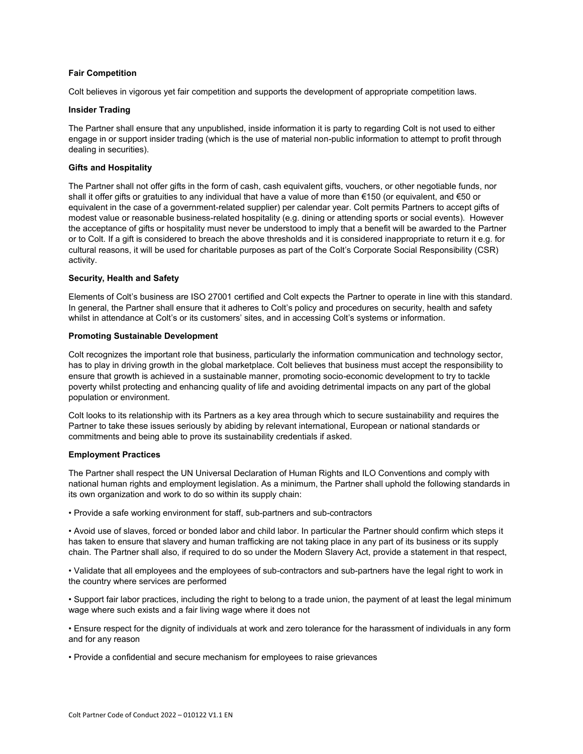**Fair Competition**

Colt believes in vigorous yet fair competition and supports the development of appropriate competition laws.

**Insider Trading**

The Partner shall ensure that any unpublished, inside information it is party to regarding Colt is not used to either engage in or support insider trading (which is the use of material non-public information to attempt to profit through dealing in securities).

**Gifts and Hospitality**

The Partner shall not offer gifts in the form of cash, cash equivalent gifts, vouchers, or other negotiable funds, nor shall it offer gifts or gratuities to any individual that have a value of more than €150 (or equivalent, and €50 or equivalent in the case of a government-related supplier) per calendar year. Colt permits Partners to accept gifts of modest value or reasonable business-related hospitality (e.g. dining or attending sports or social events). However the acceptance of gifts or hospitality must never be understood to imply that a benefit will be awarded to the Partner or to Colt. If a gift is considered to breach the above thresholds and it is considered inappropriate to return it e.g. for cultural reasons, it will be used for charitable purposes as part of the Colt's Corporate Social Responsibility (CSR) activity.

**Security, Health and Safety**

Elements of Colt's business are ISO 27001 certified and Colt expects the Partner to operate in line with this standard. In general, the Partner shall ensure that it adheres to Colt's policy and procedures on security, health and safety whilst in attendance at Colt's or its customers' sites, and in accessing Colt's systems or information.

**Promoting Sustainable Development**

Colt recognizes the important role that business, particularly the information communication and technology sector, has to play in driving growth in the global marketplace. Colt believes that business must accept the responsibility to ensure that growth is achieved in a sustainable manner, promoting socio-economic development to try to tackle poverty whilst protecting and enhancing quality of life and avoiding detrimental impacts on any part of the global population or environment.

Colt looks to its relationship with its Partners as a key area through which to secure sustainability and requires the Partner to take these issues seriously by abiding by relevant international, European or national standards or commitments and being able to prove its sustainability credentials if asked.

**Employment Practices**

The Partner shall respect the UN Universal Declaration of Human Rights and ILO Conventions and comply with national human rights and employment legislation. As a minimum, the Partner shall uphold the following standards in its own organization and work to do so within its supply chain:

• Provide a safe working environment for staff, sub-partners and sub-contractors

• Avoid use of slaves, forced or bonded labor and child labor. In particular the Partner should confirm which steps it has taken to ensure that slavery and human trafficking are not taking place in any part of its business or its supply chain. The Partner shall also, if required to do so under the Modern Slavery Act, provide a statement in that respect,

• Validate that all employees and the employees of sub-contractors and sub-partners have the legal right to work in the country where services are performed

• Support fair labor practices, including the right to belong to a trade union, the payment of at least the legal minimum wage where such exists and a fair living wage where it does not

• Ensure respect for the dignity of individuals at work and zero tolerance for the harassment of individuals in any form and for any reason

• Provide a confidential and secure mechanism for employees to raise grievances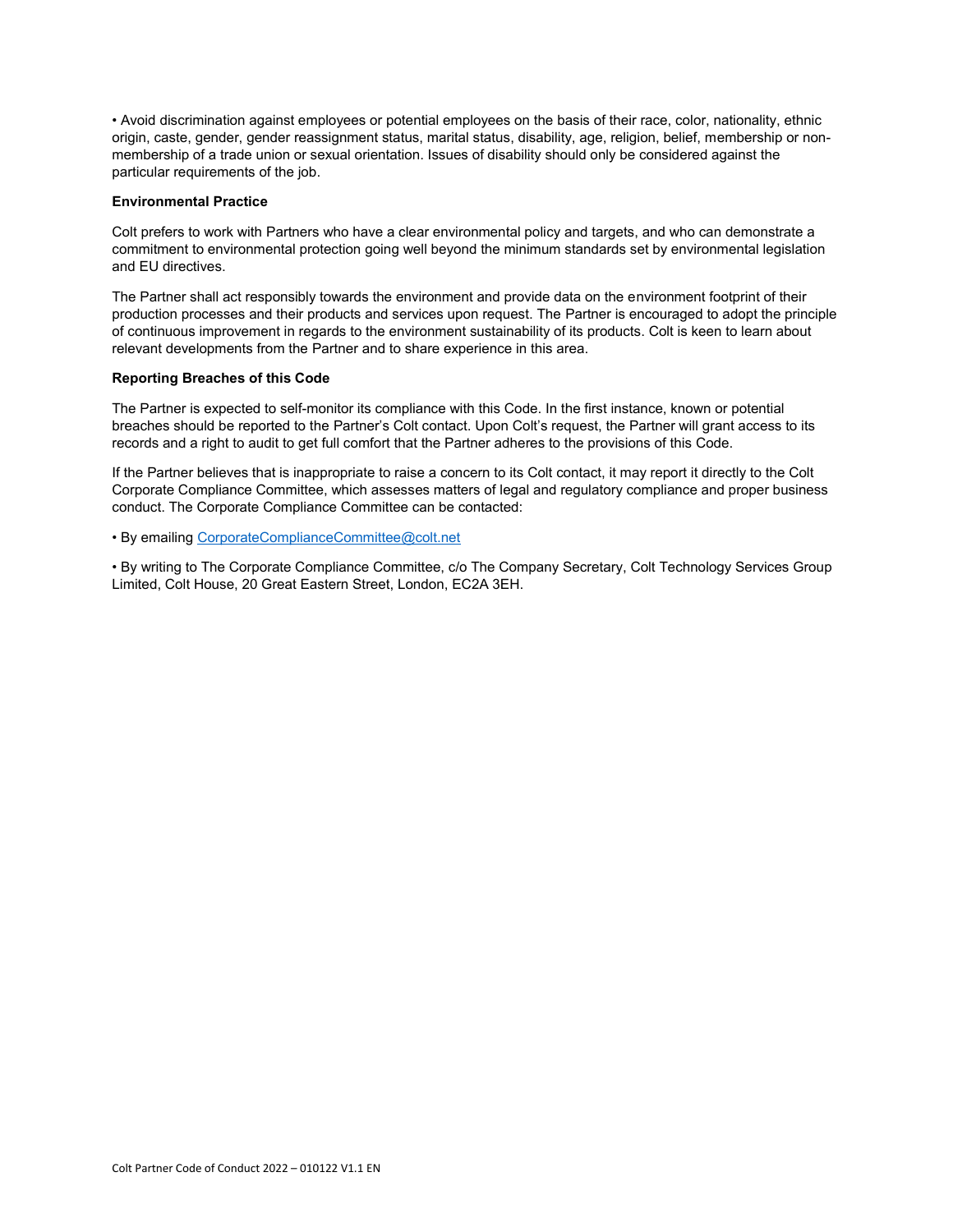- Avoid discrimination against employees or potential employees on the basis of their race, color, nationality, ethnic origin, caste, gender, gender reassignment status, marital status, disability, age, religion, belief, membership or non-membership of a trade union or sexual orientation. Issues of disability should only be considered against the particular requirements of the job.

**Environmental Practice**

Colt prefers to work with Partners who have a clear environmental policy and targets, and who can demonstrate a commitment to environmental protection going well beyond the minimum standards set by environmental legislation and EU directives.

The Partner shall act responsibly towards the environment and provide data on the environment footprint of their production processes and their products and services upon request. The Partner is encouraged to adopt the principle of continuous improvement in regards to the environment sustainability of its products. Colt is keen to learn about relevant developments from the Partner and to share experience in this area.

**Reporting Breaches of this Code**

The Partner is expected to self-monitor its compliance with this Code. In the first instance, known or potential breaches should be reported to the Partner's Colt contact. Upon Colt's request, the Partner will grant access to its records and a right to audit to get full comfort that the Partner adheres to the provisions of this Code.

If the Partner believes that is inappropriate to raise a concern to its Colt contact, it may report it directly to the Colt Corporate Compliance Committee, which assesses matters of legal and regulatory compliance and proper business conduct. The Corporate Compliance Committee can be contacted:

- By emailing CorporateComplianceCommittee@colt.net

- By writing to The Corporate Compliance Committee, c/o The Company Secretary, Colt Technology Services Group Limited, Colt House, 20 Great Eastern Street, London, EC2A 3EH.